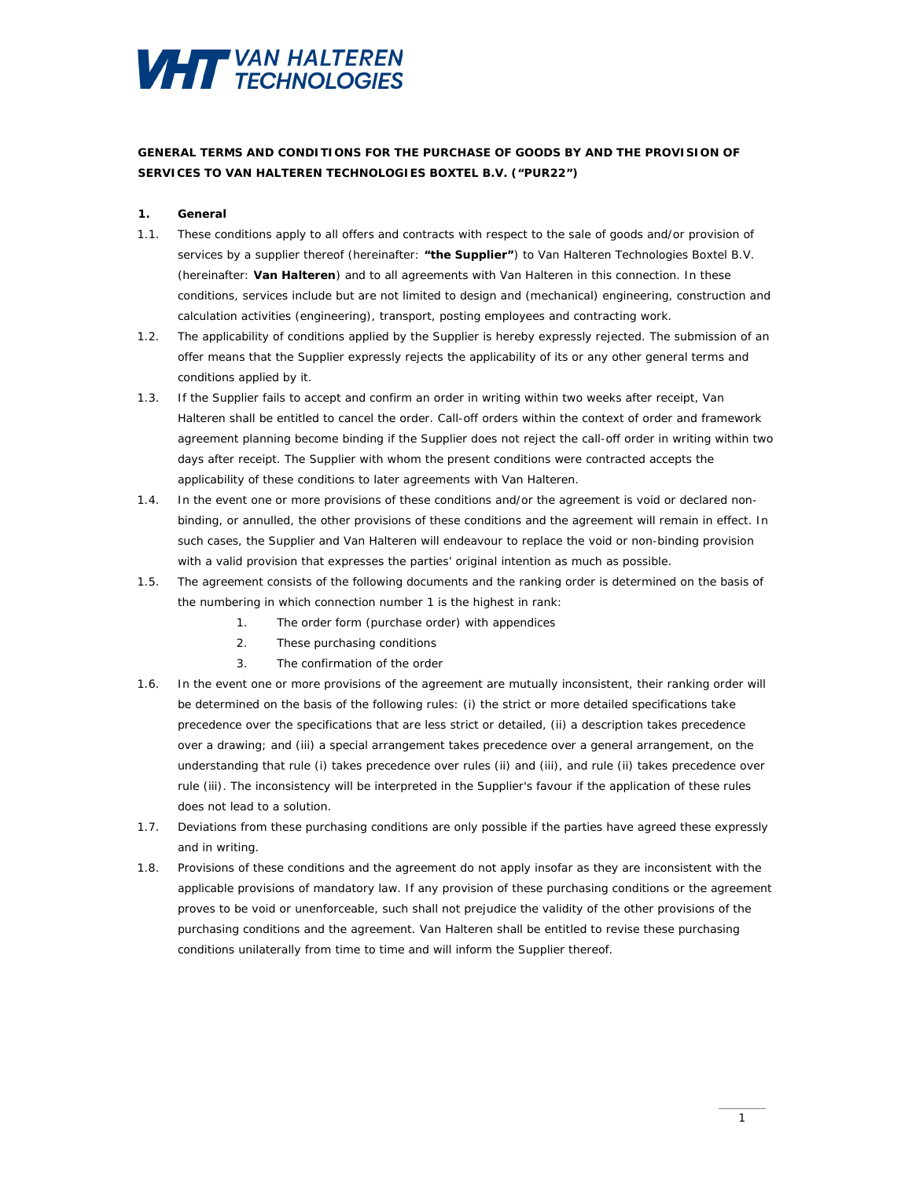**GENERAL TERMS AND CONDITIONS FOR THE PURCHASE OF GOODS BY AND THE PROVISION OF SERVICES TO VAN HALTEREN TECHNOLOGIES BOXTEL B.V. ("PUR22")**

**1. General**

1.1. These conditions apply to all offers and contracts with respect to the sale of goods and/or provision of services by a supplier thereof (hereinafter: **"the Supplier"**) to Van Halteren Technologies Boxtel B.V. (hereinafter: **Van Halteren**) and to all agreements with Van Halteren in this connection. In these conditions, services include but are not limited to design and (mechanical) engineering, construction and calculation activities (engineering), transport, posting employees and contracting work.

1.2. The applicability of conditions applied by the Supplier is hereby expressly rejected. The submission of an offer means that the Supplier expressly rejects the applicability of its or any other general terms and conditions applied by it.

1.3. If the Supplier fails to accept and confirm an order in writing within two weeks after receipt, Van Halteren shall be entitled to cancel the order. Call-off orders within the context of order and framework agreement planning become binding if the Supplier does not reject the call-off order in writing within two days after receipt. The Supplier with whom the present conditions were contracted accepts the applicability of these conditions to later agreements with Van Halteren.

1.4. In the event one or more provisions of these conditions and/or the agreement is void or declared non-binding, or annulled, the other provisions of these conditions and the agreement will remain in effect. In such cases, the Supplier and Van Halteren will endeavour to replace the void or non-binding provision with a valid provision that expresses the parties' original intention as much as possible.

1.5. The agreement consists of the following documents and the ranking order is determined on the basis of the numbering in which connection number 1 is the highest in rank:

1. The order form (purchase order) with appendices
2. These purchasing conditions
3. The confirmation of the order

1.6. In the event one or more provisions of the agreement are mutually inconsistent, their ranking order will be determined on the basis of the following rules: (i) the strict or more detailed specifications take precedence over the specifications that are less strict or detailed, (ii) a description takes precedence over a drawing; and (iii) a special arrangement takes precedence over a general arrangement, on the understanding that rule (i) takes precedence over rules (ii) and (iii), and rule (ii) takes precedence over rule (iii). The inconsistency will be interpreted in the Supplier's favour if the application of these rules does not lead to a solution.

1.7. Deviations from these purchasing conditions are only possible if the parties have agreed these expressly and in writing.

1.8. Provisions of these conditions and the agreement do not apply insofar as they are inconsistent with the applicable provisions of mandatory law. If any provision of these purchasing conditions or the agreement proves to be void or unenforceable, such shall not prejudice the validity of the other provisions of the purchasing conditions and the agreement. Van Halteren shall be entitled to revise these purchasing conditions unilaterally from time to time and will inform the Supplier thereof.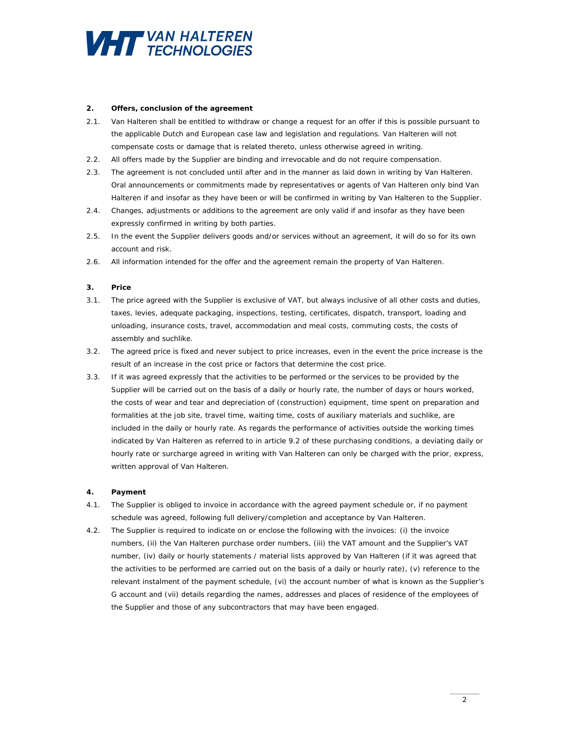**2. Offers, conclusion of the agreement**

2.1. Van Halteren shall be entitled to withdraw or change a request for an offer if this is possible pursuant to the applicable Dutch and European case law and legislation and regulations. Van Halteren will not compensate costs or damage that is related thereto, unless otherwise agreed in writing.

2.2. All offers made by the Supplier are binding and irrevocable and do not require compensation.

2.3. The agreement is not concluded until after and in the manner as laid down in writing by Van Halteren. Oral announcements or commitments made by representatives or agents of Van Halteren only bind Van Halteren if and insofar as they have been or will be confirmed in writing by Van Halteren to the Supplier.

2.4. Changes, adjustments or additions to the agreement are only valid if and insofar as they have been expressly confirmed in writing by both parties.

2.5. In the event the Supplier delivers goods and/or services without an agreement, it will do so for its own account and risk.

2.6. All information intended for the offer and the agreement remain the property of Van Halteren.

**3. Price**

3.1. The price agreed with the Supplier is exclusive of VAT, but always inclusive of all other costs and duties, taxes, levies, adequate packaging, inspections, testing, certificates, dispatch, transport, loading and unloading, insurance costs, travel, accommodation and meal costs, commuting costs, the costs of assembly and suchlike.

3.2. The agreed price is fixed and never subject to price increases, even in the event the price increase is the result of an increase in the cost price or factors that determine the cost price.

3.3. If it was agreed expressly that the activities to be performed or the services to be provided by the Supplier will be carried out on the basis of a daily or hourly rate, the number of days or hours worked, the costs of wear and tear and depreciation of (construction) equipment, time spent on preparation and formalities at the job site, travel time, waiting time, costs of auxiliary materials and suchlike, are included in the daily or hourly rate. As regards the performance of activities outside the working times indicated by Van Halteren as referred to in article 9.2 of these purchasing conditions, a deviating daily or hourly rate or surcharge agreed in writing with Van Halteren can only be charged with the prior, express, written approval of Van Halteren.

**4. Payment**

4.1. The Supplier is obliged to invoice in accordance with the agreed payment schedule or, if no payment schedule was agreed, following full delivery/completion and acceptance by Van Halteren.

4.2. The Supplier is required to indicate on or enclose the following with the invoices: (i) the invoice numbers, (ii) the Van Halteren purchase order numbers, (iii) the VAT amount and the Supplier's VAT number, (iv) daily or hourly statements / material lists approved by Van Halteren (if it was agreed that the activities to be performed are carried out on the basis of a daily or hourly rate), (v) reference to the relevant instalment of the payment schedule, (vi) the account number of what is known as the Supplier's G account and (vii) details regarding the names, addresses and places of residence of the employees of the Supplier and those of any subcontractors that may have been engaged.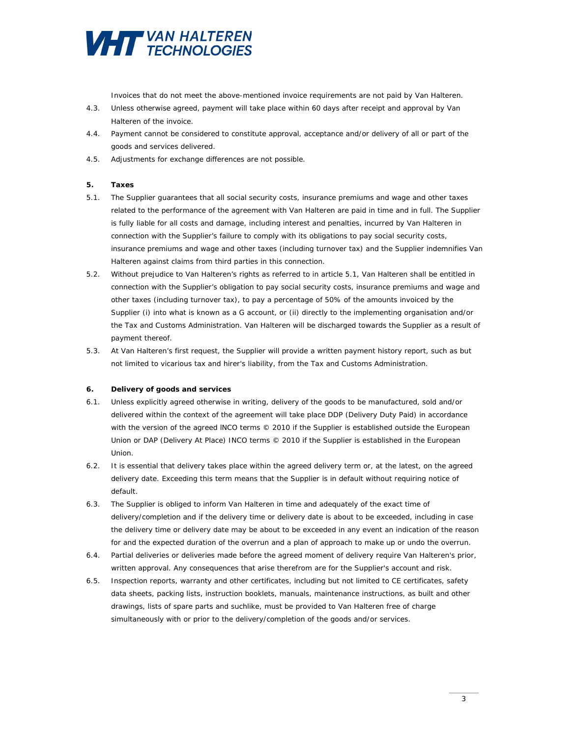Invoices that do not meet the above-mentioned invoice requirements are not paid by Van Halteren.

4.3. Unless otherwise agreed, payment will take place within 60 days after receipt and approval by Van Halteren of the invoice.

4.4. Payment cannot be considered to constitute approval, acceptance and/or delivery of all or part of the goods and services delivered.

4.5. Adjustments for exchange differences are not possible.

**5. Taxes**

5.1. The Supplier guarantees that all social security costs, insurance premiums and wage and other taxes related to the performance of the agreement with Van Halteren are paid in time and in full. The Supplier is fully liable for all costs and damage, including interest and penalties, incurred by Van Halteren in connection with the Supplier's failure to comply with its obligations to pay social security costs, insurance premiums and wage and other taxes (including turnover tax) and the Supplier indemnifies Van Halteren against claims from third parties in this connection.

5.2. Without prejudice to Van Halteren's rights as referred to in article 5.1, Van Halteren shall be entitled in connection with the Supplier's obligation to pay social security costs, insurance premiums and wage and other taxes (including turnover tax), to pay a percentage of 50% of the amounts invoiced by the Supplier (i) into what is known as a G account, or (ii) directly to the implementing organisation and/or the Tax and Customs Administration. Van Halteren will be discharged towards the Supplier as a result of payment thereof.

5.3. At Van Halteren's first request, the Supplier will provide a written payment history report, such as but not limited to vicarious tax and hirer's liability, from the Tax and Customs Administration.

**6. Delivery of goods and services**

6.1. Unless explicitly agreed otherwise in writing, delivery of the goods to be manufactured, sold and/or delivered within the context of the agreement will take place DDP (Delivery Duty Paid) in accordance with the version of the agreed INCO terms © 2010 if the Supplier is established outside the European Union or DAP (Delivery At Place) INCO terms © 2010 if the Supplier is established in the European Union.

6.2. It is essential that delivery takes place within the agreed delivery term or, at the latest, on the agreed delivery date. Exceeding this term means that the Supplier is in default without requiring notice of default.

6.3. The Supplier is obliged to inform Van Halteren in time and adequately of the exact time of delivery/completion and if the delivery time or delivery date is about to be exceeded, including in case the delivery time or delivery date may be about to be exceeded in any event an indication of the reason for and the expected duration of the overrun and a plan of approach to make up or undo the overrun.

6.4. Partial deliveries or deliveries made before the agreed moment of delivery require Van Halteren's prior, written approval. Any consequences that arise therefrom are for the Supplier's account and risk.

6.5. Inspection reports, warranty and other certificates, including but not limited to CE certificates, safety data sheets, packing lists, instruction booklets, manuals, maintenance instructions, as built and other drawings, lists of spare parts and suchlike, must be provided to Van Halteren free of charge simultaneously with or prior to the delivery/completion of the goods and/or services.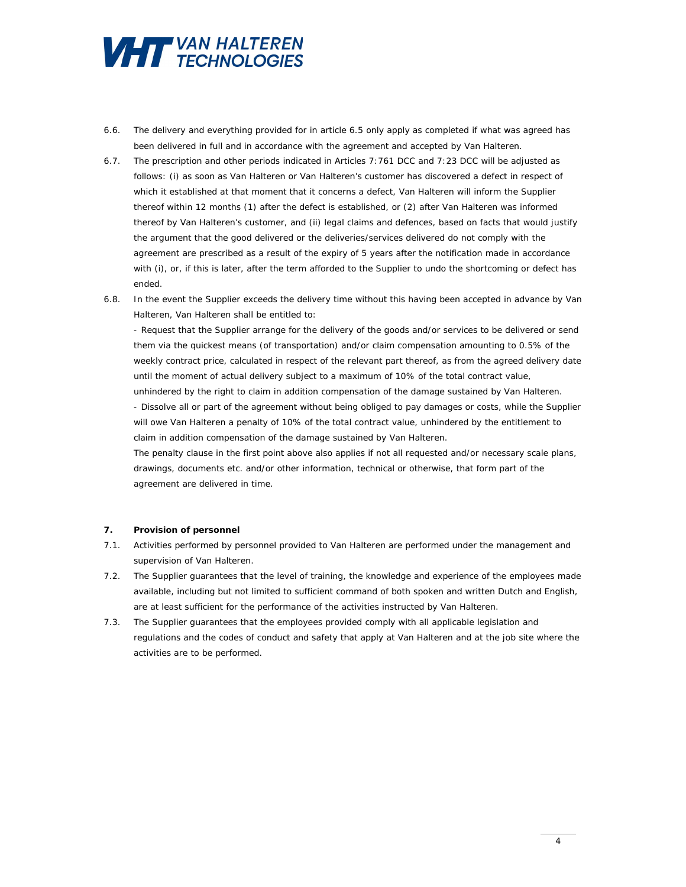6.6. The delivery and everything provided for in article 6.5 only apply as completed if what was agreed has been delivered in full and in accordance with the agreement and accepted by Van Halteren.

6.7. The prescription and other periods indicated in Articles 7:761 DCC and 7:23 DCC will be adjusted as follows: (i) as soon as Van Halteren or Van Halteren's customer has discovered a defect in respect of which it established at that moment that it concerns a defect, Van Halteren will inform the Supplier thereof within 12 months (1) after the defect is established, or (2) after Van Halteren was informed thereof by Van Halteren's customer, and (ii) legal claims and defences, based on facts that would justify the argument that the good delivered or the deliveries/services delivered do not comply with the agreement are prescribed as a result of the expiry of 5 years after the notification made in accordance with (i), or, if this is later, after the term afforded to the Supplier to undo the shortcoming or defect has ended.

6.8. In the event the Supplier exceeds the delivery time without this having been accepted in advance by Van Halteren, Van Halteren shall be entitled to:

- Request that the Supplier arrange for the delivery of the goods and/or services to be delivered or send them via the quickest means (of transportation) and/or claim compensation amounting to 0.5% of the weekly contract price, calculated in respect of the relevant part thereof, as from the agreed delivery date until the moment of actual delivery subject to a maximum of 10% of the total contract value, unhindered by the right to claim in addition compensation of the damage sustained by Van Halteren.
- Dissolve all or part of the agreement without being obliged to pay damages or costs, while the Supplier will owe Van Halteren a penalty of 10% of the total contract value, unhindered by the entitlement to claim in addition compensation of the damage sustained by Van Halteren.

The penalty clause in the first point above also applies if not all requested and/or necessary scale plans, drawings, documents etc. and/or other information, technical or otherwise, that form part of the agreement are delivered in time.

## 7. Provision of personnel

7.1. Activities performed by personnel provided to Van Halteren are performed under the management and supervision of Van Halteren.

7.2. The Supplier guarantees that the level of training, the knowledge and experience of the employees made available, including but not limited to sufficient command of both spoken and written Dutch and English, are at least sufficient for the performance of the activities instructed by Van Halteren.

7.3. The Supplier guarantees that the employees provided comply with all applicable legislation and regulations and the codes of conduct and safety that apply at Van Halteren and at the job site where the activities are to be performed.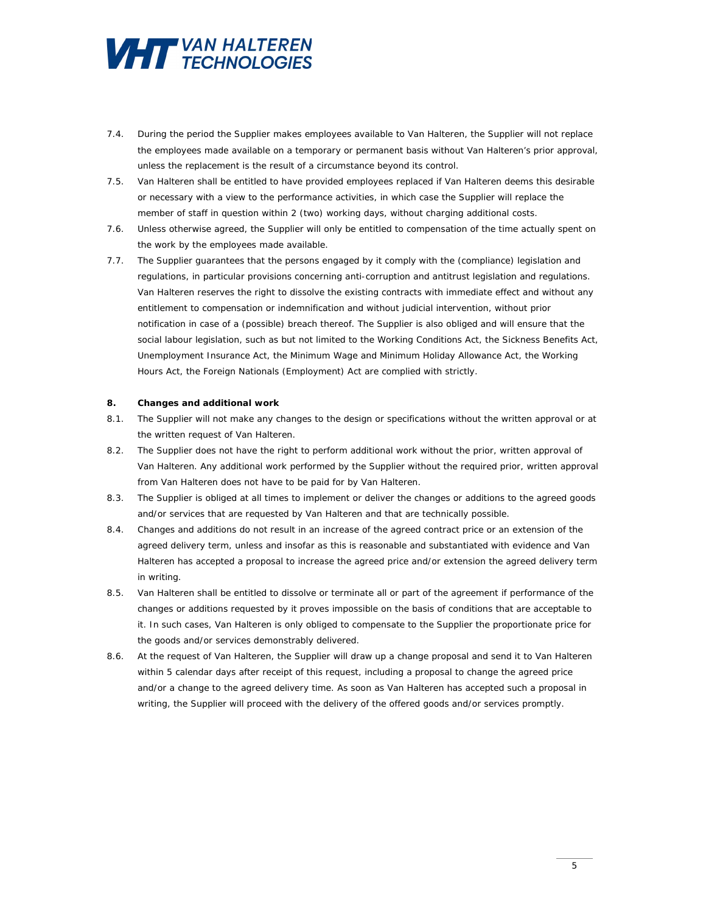7.4. During the period the Supplier makes employees available to Van Halteren, the Supplier will not replace the employees made available on a temporary or permanent basis without Van Halteren's prior approval, unless the replacement is the result of a circumstance beyond its control.

7.5. Van Halteren shall be entitled to have provided employees replaced if Van Halteren deems this desirable or necessary with a view to the performance activities, in which case the Supplier will replace the member of staff in question within 2 (two) working days, without charging additional costs.

7.6. Unless otherwise agreed, the Supplier will only be entitled to compensation of the time actually spent on the work by the employees made available.

7.7. The Supplier guarantees that the persons engaged by it comply with the (compliance) legislation and regulations, in particular provisions concerning anti-corruption and antitrust legislation and regulations. Van Halteren reserves the right to dissolve the existing contracts with immediate effect and without any entitlement to compensation or indemnification and without judicial intervention, without prior notification in case of a (possible) breach thereof. The Supplier is also obliged and will ensure that the social labour legislation, such as but not limited to the Working Conditions Act, the Sickness Benefits Act, Unemployment Insurance Act, the Minimum Wage and Minimum Holiday Allowance Act, the Working Hours Act, the Foreign Nationals (Employment) Act are complied with strictly.

**8. Changes and additional work**

8.1. The Supplier will not make any changes to the design or specifications without the written approval or at the written request of Van Halteren.

8.2. The Supplier does not have the right to perform additional work without the prior, written approval of Van Halteren. Any additional work performed by the Supplier without the required prior, written approval from Van Halteren does not have to be paid for by Van Halteren.

8.3. The Supplier is obliged at all times to implement or deliver the changes or additions to the agreed goods and/or services that are requested by Van Halteren and that are technically possible.

8.4. Changes and additions do not result in an increase of the agreed contract price or an extension of the agreed delivery term, unless and insofar as this is reasonable and substantiated with evidence and Van Halteren has accepted a proposal to increase the agreed price and/or extension the agreed delivery term in writing.

8.5. Van Halteren shall be entitled to dissolve or terminate all or part of the agreement if performance of the changes or additions requested by it proves impossible on the basis of conditions that are acceptable to it. In such cases, Van Halteren is only obliged to compensate to the Supplier the proportionate price for the goods and/or services demonstrably delivered.

8.6. At the request of Van Halteren, the Supplier will draw up a change proposal and send it to Van Halteren within 5 calendar days after receipt of this request, including a proposal to change the agreed price and/or a change to the agreed delivery time. As soon as Van Halteren has accepted such a proposal in writing, the Supplier will proceed with the delivery of the offered goods and/or services promptly.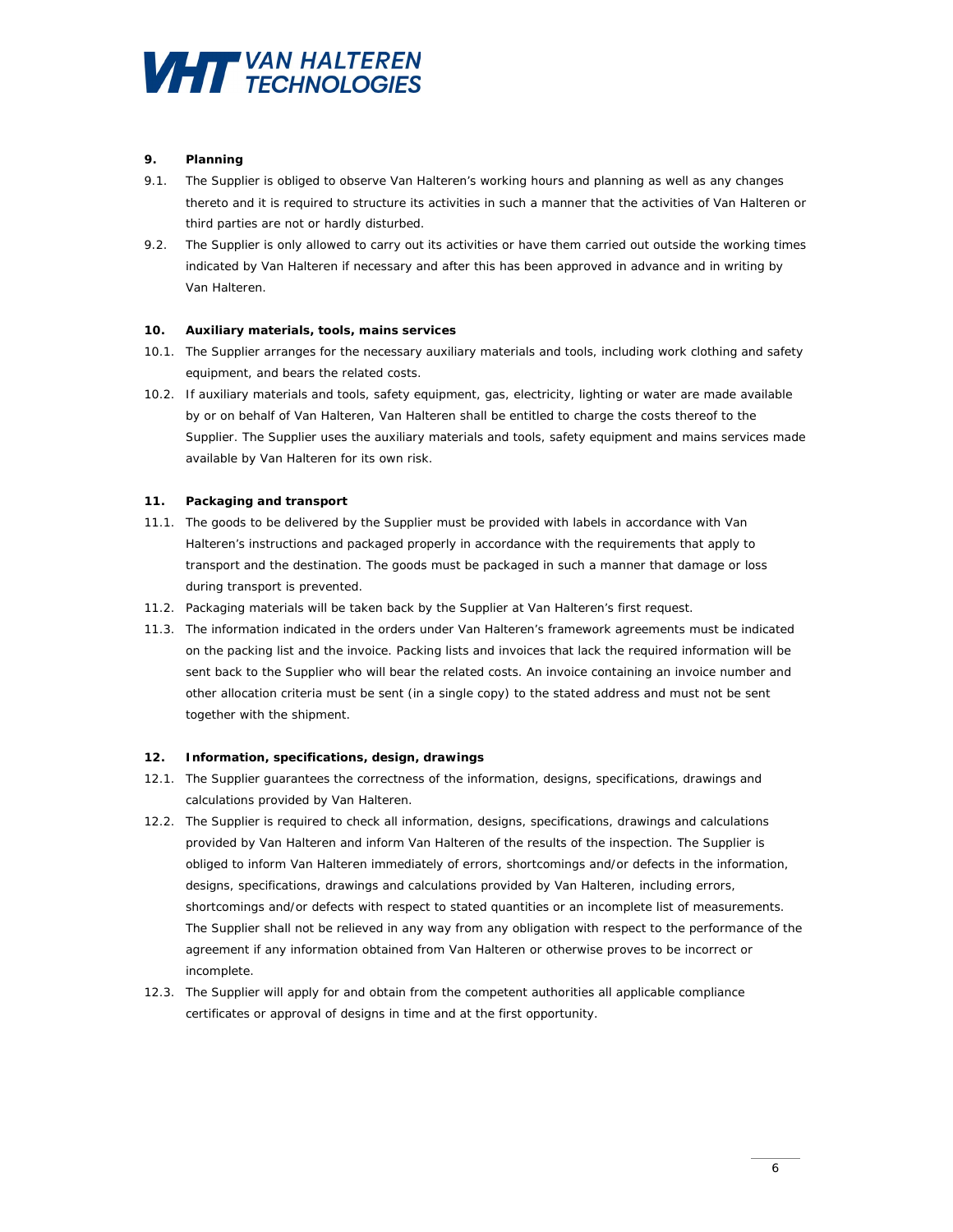**9. Planning**

9.1. The Supplier is obliged to observe Van Halteren's working hours and planning as well as any changes thereto and it is required to structure its activities in such a manner that the activities of Van Halteren or third parties are not or hardly disturbed.

9.2. The Supplier is only allowed to carry out its activities or have them carried out outside the working times indicated by Van Halteren if necessary and after this has been approved in advance and in writing by Van Halteren.

**10. Auxiliary materials, tools, mains services**

10.1. The Supplier arranges for the necessary auxiliary materials and tools, including work clothing and safety equipment, and bears the related costs.

10.2. If auxiliary materials and tools, safety equipment, gas, electricity, lighting or water are made available by or on behalf of Van Halteren, Van Halteren shall be entitled to charge the costs thereof to the Supplier. The Supplier uses the auxiliary materials and tools, safety equipment and mains services made available by Van Halteren for its own risk.

**11. Packaging and transport**

11.1. The goods to be delivered by the Supplier must be provided with labels in accordance with Van Halteren's instructions and packaged properly in accordance with the requirements that apply to transport and the destination. The goods must be packaged in such a manner that damage or loss during transport is prevented.

11.2. Packaging materials will be taken back by the Supplier at Van Halteren's first request.

11.3. The information indicated in the orders under Van Halteren's framework agreements must be indicated on the packing list and the invoice. Packing lists and invoices that lack the required information will be sent back to the Supplier who will bear the related costs. An invoice containing an invoice number and other allocation criteria must be sent (in a single copy) to the stated address and must not be sent together with the shipment.

**12. Information, specifications, design, drawings**

12.1. The Supplier guarantees the correctness of the information, designs, specifications, drawings and calculations provided by Van Halteren.

12.2. The Supplier is required to check all information, designs, specifications, drawings and calculations provided by Van Halteren and inform Van Halteren of the results of the inspection. The Supplier is obliged to inform Van Halteren immediately of errors, shortcomings and/or defects in the information, designs, specifications, drawings and calculations provided by Van Halteren, including errors, shortcomings and/or defects with respect to stated quantities or an incomplete list of measurements. The Supplier shall not be relieved in any way from any obligation with respect to the performance of the agreement if any information obtained from Van Halteren or otherwise proves to be incorrect or incomplete.

12.3. The Supplier will apply for and obtain from the competent authorities all applicable compliance certificates or approval of designs in time and at the first opportunity.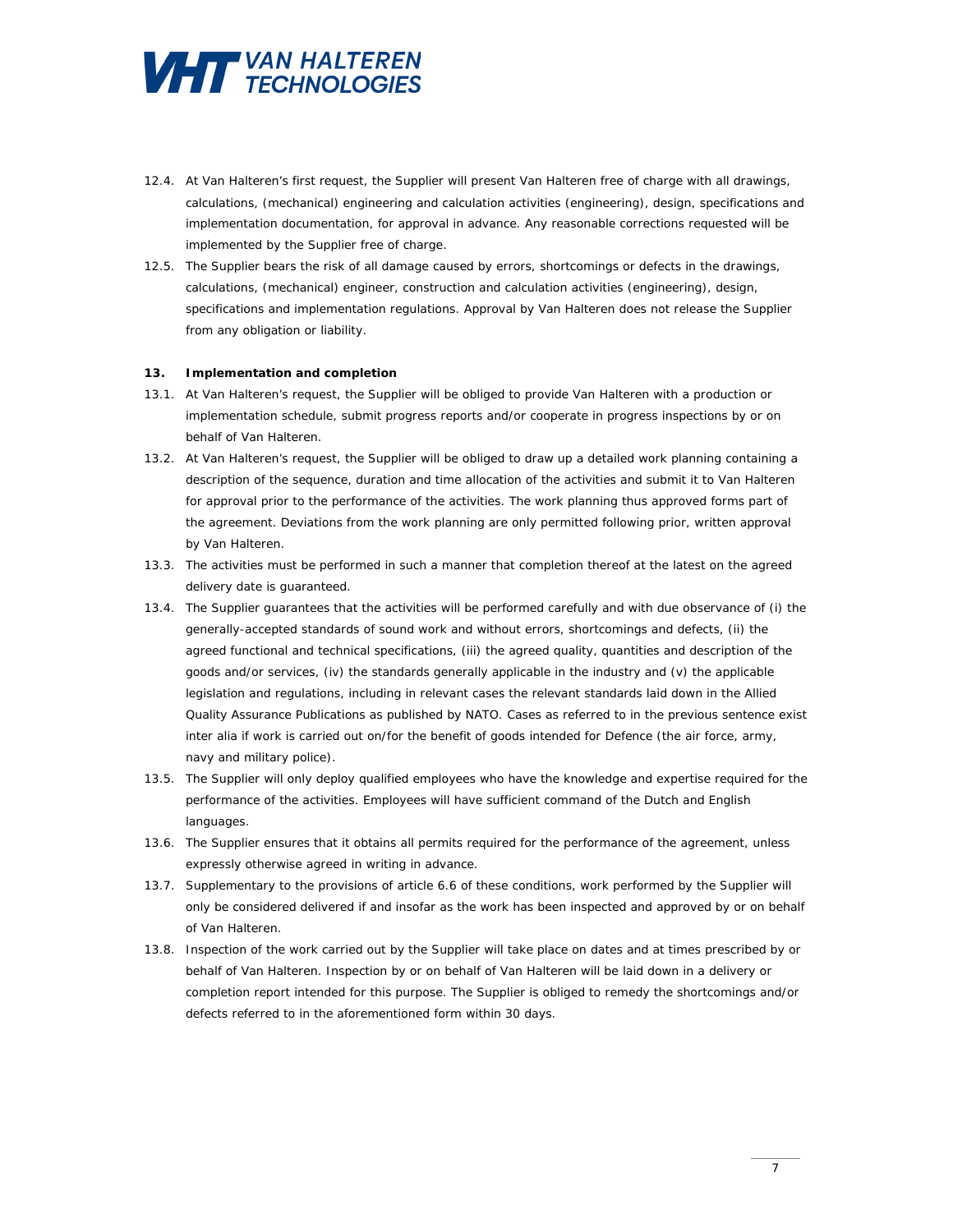12.4. At Van Halteren's first request, the Supplier will present Van Halteren free of charge with all drawings, calculations, (mechanical) engineering and calculation activities (engineering), design, specifications and implementation documentation, for approval in advance. Any reasonable corrections requested will be implemented by the Supplier free of charge.

12.5. The Supplier bears the risk of all damage caused by errors, shortcomings or defects in the drawings, calculations, (mechanical) engineer, construction and calculation activities (engineering), design, specifications and implementation regulations. Approval by Van Halteren does not release the Supplier from any obligation or liability.

**13. Implementation and completion**

13.1. At Van Halteren's request, the Supplier will be obliged to provide Van Halteren with a production or implementation schedule, submit progress reports and/or cooperate in progress inspections by or on behalf of Van Halteren.

13.2. At Van Halteren's request, the Supplier will be obliged to draw up a detailed work planning containing a description of the sequence, duration and time allocation of the activities and submit it to Van Halteren for approval prior to the performance of the activities. The work planning thus approved forms part of the agreement. Deviations from the work planning are only permitted following prior, written approval by Van Halteren.

13.3. The activities must be performed in such a manner that completion thereof at the latest on the agreed delivery date is guaranteed.

13.4. The Supplier guarantees that the activities will be performed carefully and with due observance of (i) the generally-accepted standards of sound work and without errors, shortcomings and defects, (ii) the agreed functional and technical specifications, (iii) the agreed quality, quantities and description of the goods and/or services, (iv) the standards generally applicable in the industry and (v) the applicable legislation and regulations, including in relevant cases the relevant standards laid down in the Allied Quality Assurance Publications as published by NATO. Cases as referred to in the previous sentence exist inter alia if work is carried out on/for the benefit of goods intended for Defence (the air force, army, navy and military police).

13.5. The Supplier will only deploy qualified employees who have the knowledge and expertise required for the performance of the activities. Employees will have sufficient command of the Dutch and English languages.

13.6. The Supplier ensures that it obtains all permits required for the performance of the agreement, unless expressly otherwise agreed in writing in advance.

13.7. Supplementary to the provisions of article 6.6 of these conditions, work performed by the Supplier will only be considered delivered if and insofar as the work has been inspected and approved by or on behalf of Van Halteren.

13.8. Inspection of the work carried out by the Supplier will take place on dates and at times prescribed by or behalf of Van Halteren. Inspection by or on behalf of Van Halteren will be laid down in a delivery or completion report intended for this purpose. The Supplier is obliged to remedy the shortcomings and/or defects referred to in the aforementioned form within 30 days.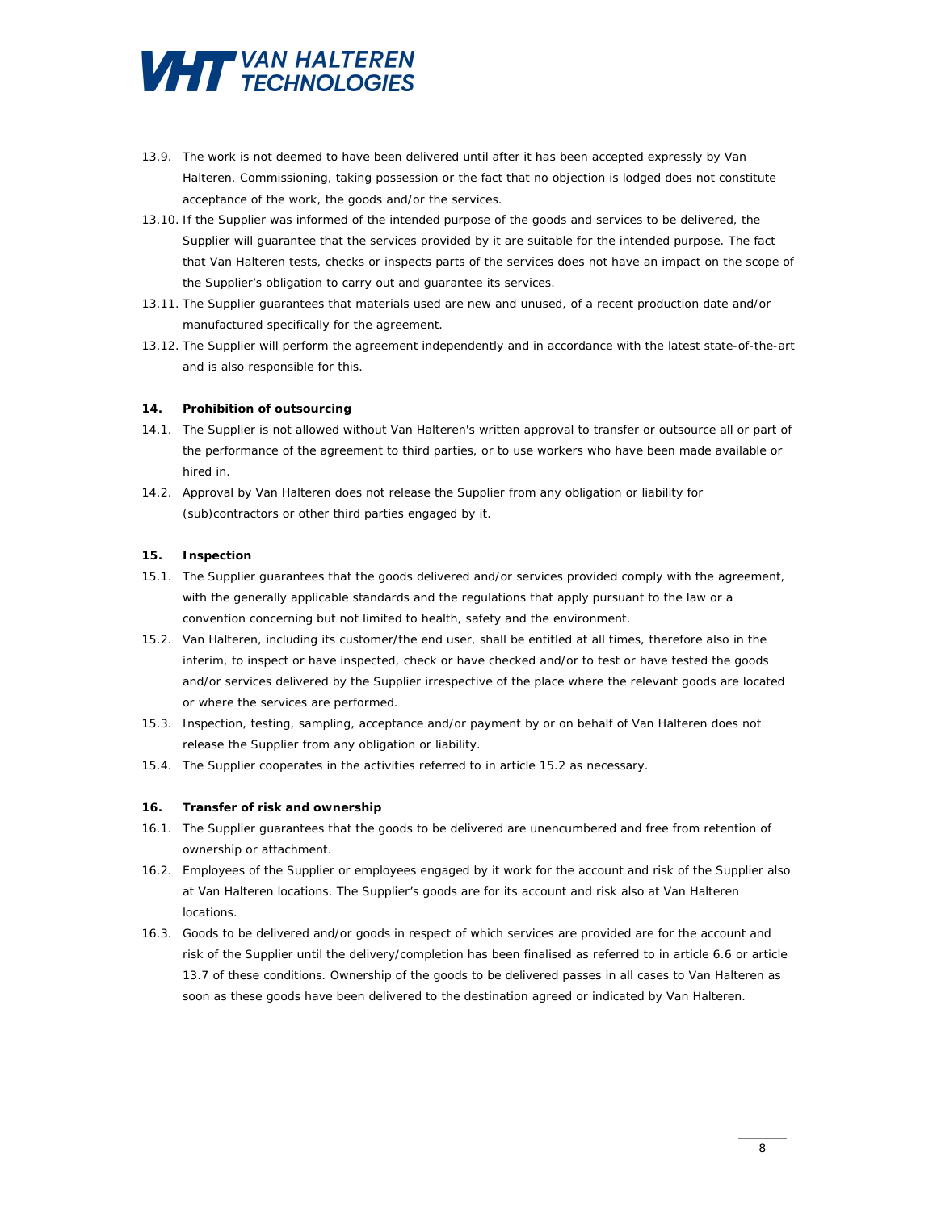13.9. The work is not deemed to have been delivered until after it has been accepted expressly by Van Halteren. Commissioning, taking possession or the fact that no objection is lodged does not constitute acceptance of the work, the goods and/or the services.

13.10. If the Supplier was informed of the intended purpose of the goods and services to be delivered, the Supplier will guarantee that the services provided by it are suitable for the intended purpose. The fact that Van Halteren tests, checks or inspects parts of the services does not have an impact on the scope of the Supplier's obligation to carry out and guarantee its services.

13.11. The Supplier guarantees that materials used are new and unused, of a recent production date and/or manufactured specifically for the agreement.

13.12. The Supplier will perform the agreement independently and in accordance with the latest state-of-the-art and is also responsible for this.

**14. Prohibition of outsourcing**

14.1. The Supplier is not allowed without Van Halteren's written approval to transfer or outsource all or part of the performance of the agreement to third parties, or to use workers who have been made available or hired in.

14.2. Approval by Van Halteren does not release the Supplier from any obligation or liability for (sub)contractors or other third parties engaged by it.

**15. Inspection**

15.1. The Supplier guarantees that the goods delivered and/or services provided comply with the agreement, with the generally applicable standards and the regulations that apply pursuant to the law or a convention concerning but not limited to health, safety and the environment.

15.2. Van Halteren, including its customer/the end user, shall be entitled at all times, therefore also in the interim, to inspect or have inspected, check or have checked and/or to test or have tested the goods and/or services delivered by the Supplier irrespective of the place where the relevant goods are located or where the services are performed.

15.3. Inspection, testing, sampling, acceptance and/or payment by or on behalf of Van Halteren does not release the Supplier from any obligation or liability.

15.4. The Supplier cooperates in the activities referred to in article 15.2 as necessary.

**16. Transfer of risk and ownership**

16.1. The Supplier guarantees that the goods to be delivered are unencumbered and free from retention of ownership or attachment.

16.2. Employees of the Supplier or employees engaged by it work for the account and risk of the Supplier also at Van Halteren locations. The Supplier's goods are for its account and risk also at Van Halteren locations.

16.3. Goods to be delivered and/or goods in respect of which services are provided are for the account and risk of the Supplier until the delivery/completion has been finalised as referred to in article 6.6 or article 13.7 of these conditions. Ownership of the goods to be delivered passes in all cases to Van Halteren as soon as these goods have been delivered to the destination agreed or indicated by Van Halteren.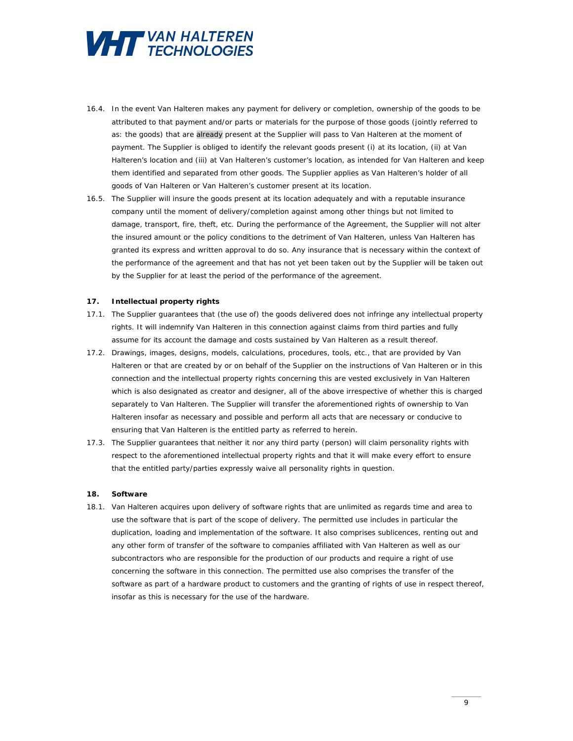16.4. In the event Van Halteren makes any payment for delivery or completion, ownership of the goods to be attributed to that payment and/or parts or materials for the purpose of those goods (jointly referred to as: the goods) that are already present at the Supplier will pass to Van Halteren at the moment of payment. The Supplier is obliged to identify the relevant goods present (i) at its location, (ii) at Van Halteren's location and (iii) at Van Halteren's customer's location, as intended for Van Halteren and keep them identified and separated from other goods. The Supplier applies as Van Halteren's holder of all goods of Van Halteren or Van Halteren's customer present at its location.

16.5. The Supplier will insure the goods present at its location adequately and with a reputable insurance company until the moment of delivery/completion against among other things but not limited to damage, transport, fire, theft, etc. During the performance of the Agreement, the Supplier will not alter the insured amount or the policy conditions to the detriment of Van Halteren, unless Van Halteren has granted its express and written approval to do so. Any insurance that is necessary within the context of the performance of the agreement and that has not yet been taken out by the Supplier will be taken out by the Supplier for at least the period of the performance of the agreement.

**17. Intellectual property rights**

17.1. The Supplier guarantees that (the use of) the goods delivered does not infringe any intellectual property rights. It will indemnify Van Halteren in this connection against claims from third parties and fully assume for its account the damage and costs sustained by Van Halteren as a result thereof.

17.2. Drawings, images, designs, models, calculations, procedures, tools, etc., that are provided by Van Halteren or that are created by or on behalf of the Supplier on the instructions of Van Halteren or in this connection and the intellectual property rights concerning this are vested exclusively in Van Halteren which is also designated as creator and designer, all of the above irrespective of whether this is charged separately to Van Halteren. The Supplier will transfer the aforementioned rights of ownership to Van Halteren insofar as necessary and possible and perform all acts that are necessary or conducive to ensuring that Van Halteren is the entitled party as referred to herein.

17.3. The Supplier guarantees that neither it nor any third party (person) will claim personality rights with respect to the aforementioned intellectual property rights and that it will make every effort to ensure that the entitled party/parties expressly waive all personality rights in question.

**18. Software**

18.1. Van Halteren acquires upon delivery of software rights that are unlimited as regards time and area to use the software that is part of the scope of delivery. The permitted use includes in particular the duplication, loading and implementation of the software. It also comprises sublicences, renting out and any other form of transfer of the software to companies affiliated with Van Halteren as well as our subcontractors who are responsible for the production of our products and require a right of use concerning the software in this connection. The permitted use also comprises the transfer of the software as part of a hardware product to customers and the granting of rights of use in respect thereof, insofar as this is necessary for the use of the hardware.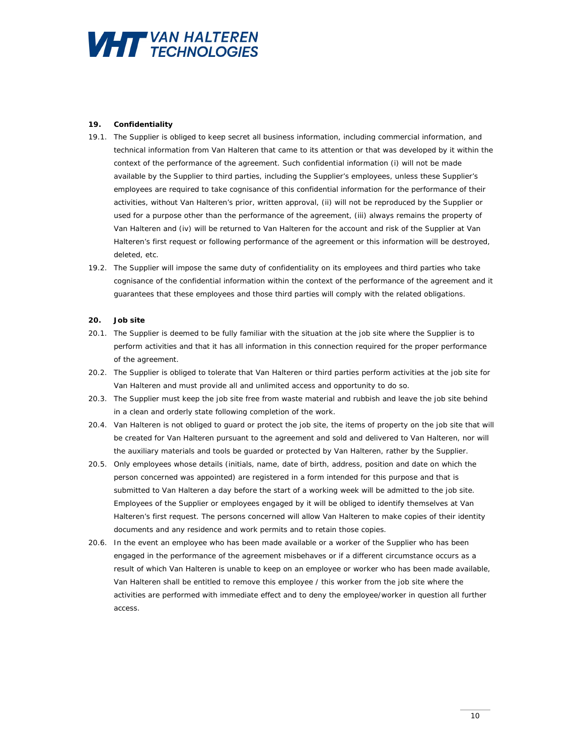## 19. Confidentiality

19.1. The Supplier is obliged to keep secret all business information, including commercial information, and technical information from Van Halteren that came to its attention or that was developed by it within the context of the performance of the agreement. Such confidential information (i) will not be made available by the Supplier to third parties, including the Supplier's employees, unless these Supplier's employees are required to take cognisance of this confidential information for the performance of their activities, without Van Halteren's prior, written approval, (ii) will not be reproduced by the Supplier or used for a purpose other than the performance of the agreement, (iii) always remains the property of Van Halteren and (iv) will be returned to Van Halteren for the account and risk of the Supplier at Van Halteren's first request or following performance of the agreement or this information will be destroyed, deleted, etc.

19.2. The Supplier will impose the same duty of confidentiality on its employees and third parties who take cognisance of the confidential information within the context of the performance of the agreement and it guarantees that these employees and those third parties will comply with the related obligations.

## 20. Job site

20.1. The Supplier is deemed to be fully familiar with the situation at the job site where the Supplier is to perform activities and that it has all information in this connection required for the proper performance of the agreement.

20.2. The Supplier is obliged to tolerate that Van Halteren or third parties perform activities at the job site for Van Halteren and must provide all and unlimited access and opportunity to do so.

20.3. The Supplier must keep the job site free from waste material and rubbish and leave the job site behind in a clean and orderly state following completion of the work.

20.4. Van Halteren is not obliged to guard or protect the job site, the items of property on the job site that will be created for Van Halteren pursuant to the agreement and sold and delivered to Van Halteren, nor will the auxiliary materials and tools be guarded or protected by Van Halteren, rather by the Supplier.

20.5. Only employees whose details (initials, name, date of birth, address, position and date on which the person concerned was appointed) are registered in a form intended for this purpose and that is submitted to Van Halteren a day before the start of a working week will be admitted to the job site. Employees of the Supplier or employees engaged by it will be obliged to identify themselves at Van Halteren's first request. The persons concerned will allow Van Halteren to make copies of their identity documents and any residence and work permits and to retain those copies.

20.6. In the event an employee who has been made available or a worker of the Supplier who has been engaged in the performance of the agreement misbehaves or if a different circumstance occurs as a result of which Van Halteren is unable to keep on an employee or worker who has been made available, Van Halteren shall be entitled to remove this employee / this worker from the job site where the activities are performed with immediate effect and to deny the employee/worker in question all further access.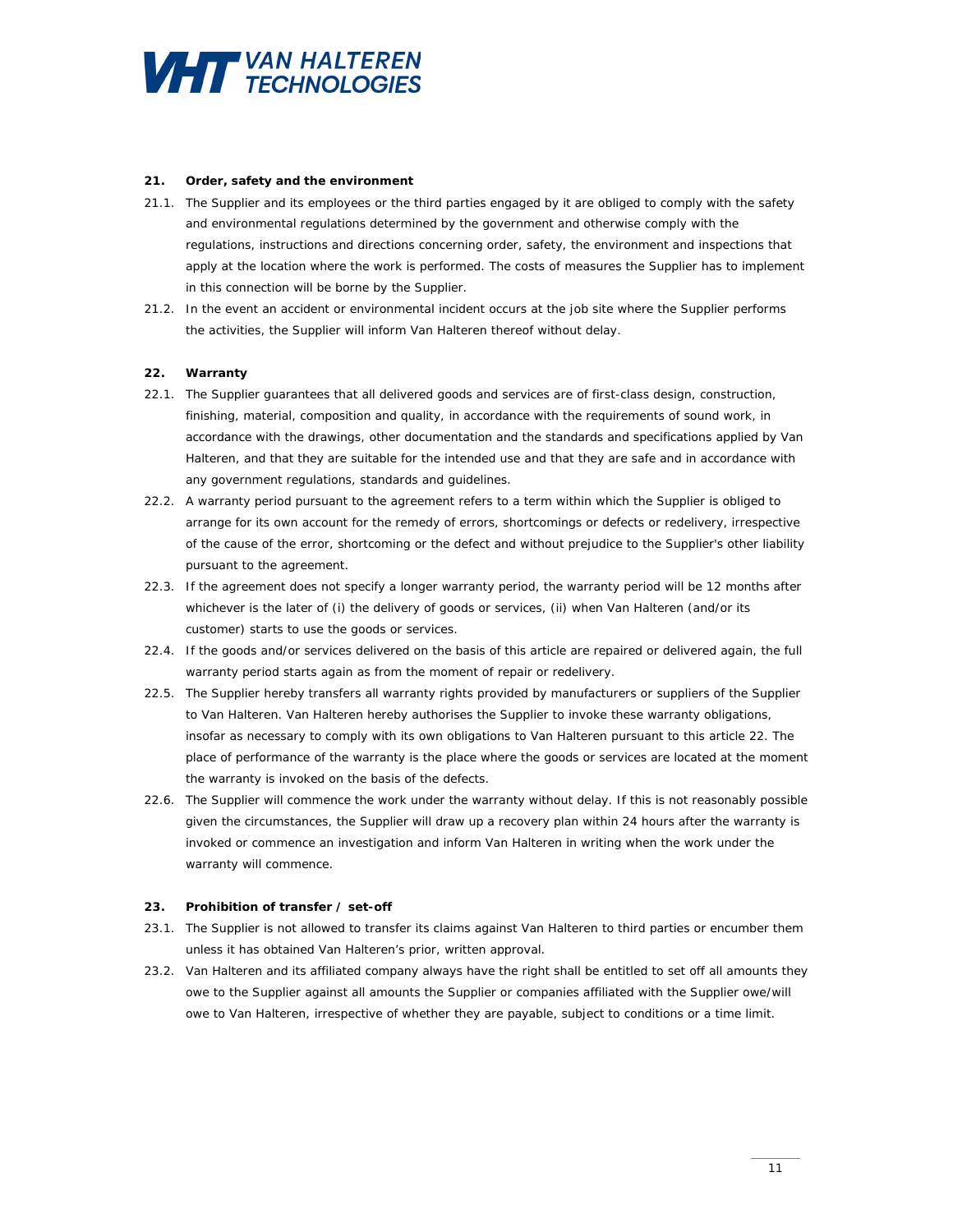## 21. Order, safety and the environment

21.1. The Supplier and its employees or the third parties engaged by it are obliged to comply with the safety and environmental regulations determined by the government and otherwise comply with the regulations, instructions and directions concerning order, safety, the environment and inspections that apply at the location where the work is performed. The costs of measures the Supplier has to implement in this connection will be borne by the Supplier.

21.2. In the event an accident or environmental incident occurs at the job site where the Supplier performs the activities, the Supplier will inform Van Halteren thereof without delay.

## 22. Warranty

22.1. The Supplier guarantees that all delivered goods and services are of first-class design, construction, finishing, material, composition and quality, in accordance with the requirements of sound work, in accordance with the drawings, other documentation and the standards and specifications applied by Van Halteren, and that they are suitable for the intended use and that they are safe and in accordance with any government regulations, standards and guidelines.

22.2. A warranty period pursuant to the agreement refers to a term within which the Supplier is obliged to arrange for its own account for the remedy of errors, shortcomings or defects or redelivery, irrespective of the cause of the error, shortcoming or the defect and without prejudice to the Supplier's other liability pursuant to the agreement.

22.3. If the agreement does not specify a longer warranty period, the warranty period will be 12 months after whichever is the later of (i) the delivery of goods or services, (ii) when Van Halteren (and/or its customer) starts to use the goods or services.

22.4. If the goods and/or services delivered on the basis of this article are repaired or delivered again, the full warranty period starts again as from the moment of repair or redelivery.

22.5. The Supplier hereby transfers all warranty rights provided by manufacturers or suppliers of the Supplier to Van Halteren. Van Halteren hereby authorises the Supplier to invoke these warranty obligations, insofar as necessary to comply with its own obligations to Van Halteren pursuant to this article 22. The place of performance of the warranty is the place where the goods or services are located at the moment the warranty is invoked on the basis of the defects.

22.6. The Supplier will commence the work under the warranty without delay. If this is not reasonably possible given the circumstances, the Supplier will draw up a recovery plan within 24 hours after the warranty is invoked or commence an investigation and inform Van Halteren in writing when the work under the warranty will commence.

## 23. Prohibition of transfer / set-off

23.1. The Supplier is not allowed to transfer its claims against Van Halteren to third parties or encumber them unless it has obtained Van Halteren's prior, written approval.

23.2. Van Halteren and its affiliated company always have the right shall be entitled to set off all amounts they owe to the Supplier against all amounts the Supplier or companies affiliated with the Supplier owe/will owe to Van Halteren, irrespective of whether they are payable, subject to conditions or a time limit.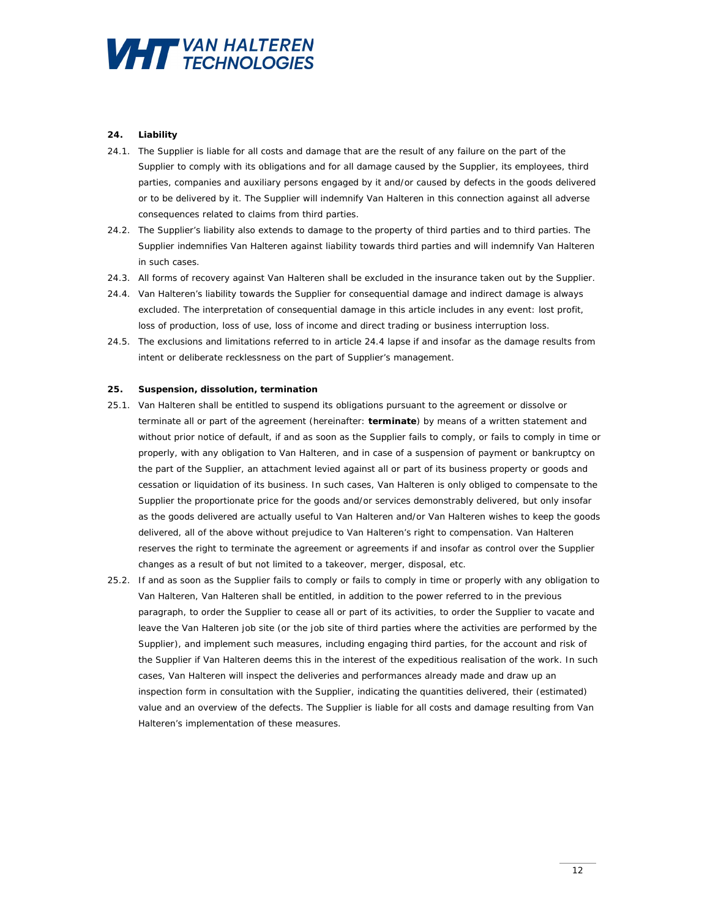## 24. Liability

24.1. The Supplier is liable for all costs and damage that are the result of any failure on the part of the Supplier to comply with its obligations and for all damage caused by the Supplier, its employees, third parties, companies and auxiliary persons engaged by it and/or caused by defects in the goods delivered or to be delivered by it. The Supplier will indemnify Van Halteren in this connection against all adverse consequences related to claims from third parties.

24.2. The Supplier's liability also extends to damage to the property of third parties and to third parties. The Supplier indemnifies Van Halteren against liability towards third parties and will indemnify Van Halteren in such cases.

24.3. All forms of recovery against Van Halteren shall be excluded in the insurance taken out by the Supplier.

24.4. Van Halteren's liability towards the Supplier for consequential damage and indirect damage is always excluded. The interpretation of consequential damage in this article includes in any event: lost profit, loss of production, loss of use, loss of income and direct trading or business interruption loss.

24.5. The exclusions and limitations referred to in article 24.4 lapse if and insofar as the damage results from intent or deliberate recklessness on the part of Supplier's management.

## 25. Suspension, dissolution, termination

25.1. Van Halteren shall be entitled to suspend its obligations pursuant to the agreement or dissolve or terminate all or part of the agreement (hereinafter: **terminate**) by means of a written statement and without prior notice of default, if and as soon as the Supplier fails to comply, or fails to comply in time or properly, with any obligation to Van Halteren, and in case of a suspension of payment or bankruptcy on the part of the Supplier, an attachment levied against all or part of its business property or goods and cessation or liquidation of its business. In such cases, Van Halteren is only obliged to compensate to the Supplier the proportionate price for the goods and/or services demonstrably delivered, but only insofar as the goods delivered are actually useful to Van Halteren and/or Van Halteren wishes to keep the goods delivered, all of the above without prejudice to Van Halteren's right to compensation. Van Halteren reserves the right to terminate the agreement or agreements if and insofar as control over the Supplier changes as a result of but not limited to a takeover, merger, disposal, etc.

25.2. If and as soon as the Supplier fails to comply or fails to comply in time or properly with any obligation to Van Halteren, Van Halteren shall be entitled, in addition to the power referred to in the previous paragraph, to order the Supplier to cease all or part of its activities, to order the Supplier to vacate and leave the Van Halteren job site (or the job site of third parties where the activities are performed by the Supplier), and implement such measures, including engaging third parties, for the account and risk of the Supplier if Van Halteren deems this in the interest of the expeditious realisation of the work. In such cases, Van Halteren will inspect the deliveries and performances already made and draw up an inspection form in consultation with the Supplier, indicating the quantities delivered, their (estimated) value and an overview of the defects. The Supplier is liable for all costs and damage resulting from Van Halteren's implementation of these measures.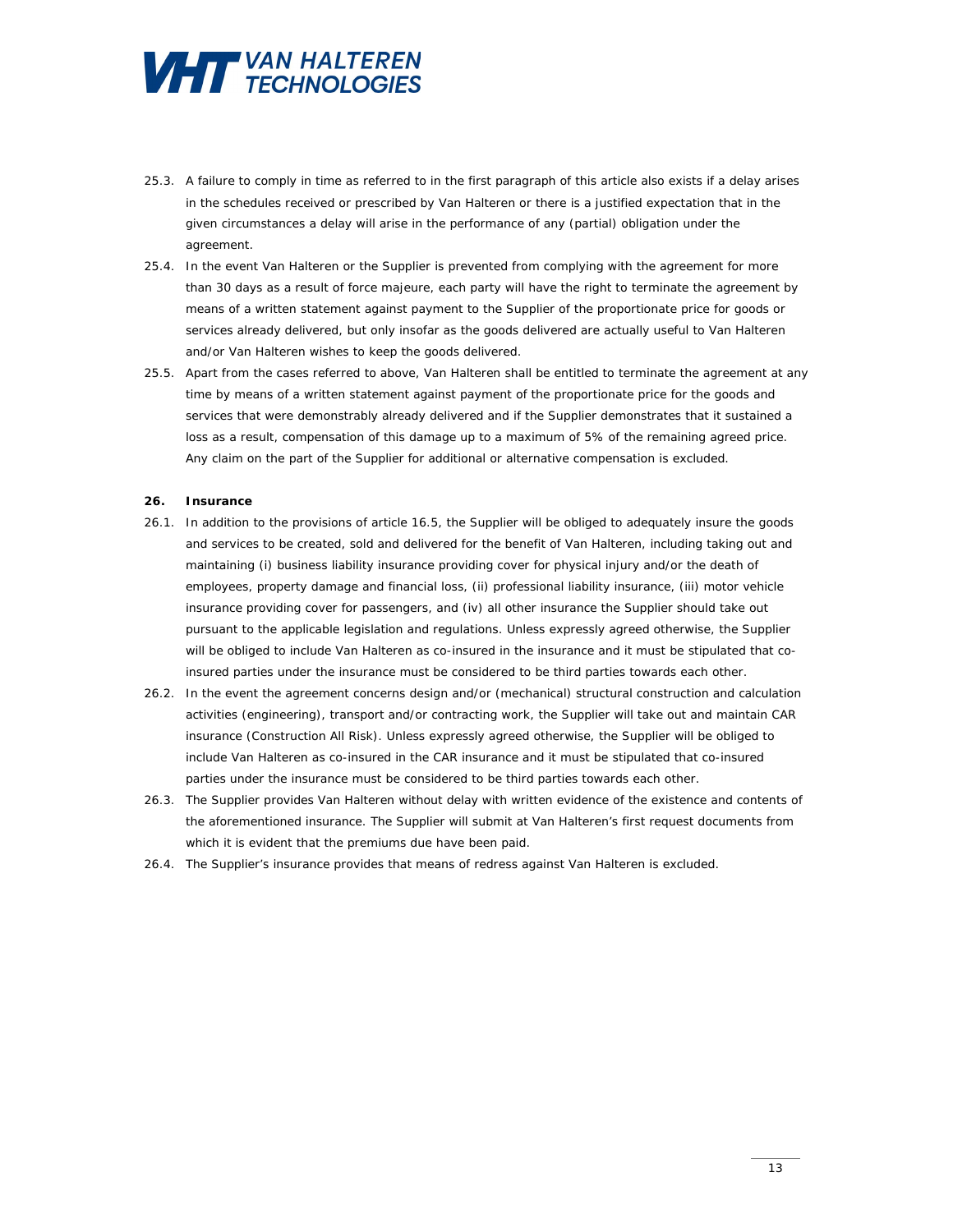25.3. A failure to comply in time as referred to in the first paragraph of this article also exists if a delay arises in the schedules received or prescribed by Van Halteren or there is a justified expectation that in the given circumstances a delay will arise in the performance of any (partial) obligation under the agreement.

25.4. In the event Van Halteren or the Supplier is prevented from complying with the agreement for more than 30 days as a result of force majeure, each party will have the right to terminate the agreement by means of a written statement against payment to the Supplier of the proportionate price for goods or services already delivered, but only insofar as the goods delivered are actually useful to Van Halteren and/or Van Halteren wishes to keep the goods delivered.

25.5. Apart from the cases referred to above, Van Halteren shall be entitled to terminate the agreement at any time by means of a written statement against payment of the proportionate price for the goods and services that were demonstrably already delivered and if the Supplier demonstrates that it sustained a loss as a result, compensation of this damage up to a maximum of 5% of the remaining agreed price. Any claim on the part of the Supplier for additional or alternative compensation is excluded.

**26. Insurance**

26.1. In addition to the provisions of article 16.5, the Supplier will be obliged to adequately insure the goods and services to be created, sold and delivered for the benefit of Van Halteren, including taking out and maintaining (i) business liability insurance providing cover for physical injury and/or the death of employees, property damage and financial loss, (ii) professional liability insurance, (iii) motor vehicle insurance providing cover for passengers, and (iv) all other insurance the Supplier should take out pursuant to the applicable legislation and regulations. Unless expressly agreed otherwise, the Supplier will be obliged to include Van Halteren as co-insured in the insurance and it must be stipulated that co-insured parties under the insurance must be considered to be third parties towards each other.

26.2. In the event the agreement concerns design and/or (mechanical) structural construction and calculation activities (engineering), transport and/or contracting work, the Supplier will take out and maintain CAR insurance (Construction All Risk). Unless expressly agreed otherwise, the Supplier will be obliged to include Van Halteren as co-insured in the CAR insurance and it must be stipulated that co-insured parties under the insurance must be considered to be third parties towards each other.

26.3. The Supplier provides Van Halteren without delay with written evidence of the existence and contents of the aforementioned insurance. The Supplier will submit at Van Halteren's first request documents from which it is evident that the premiums due have been paid.

26.4. The Supplier's insurance provides that means of redress against Van Halteren is excluded.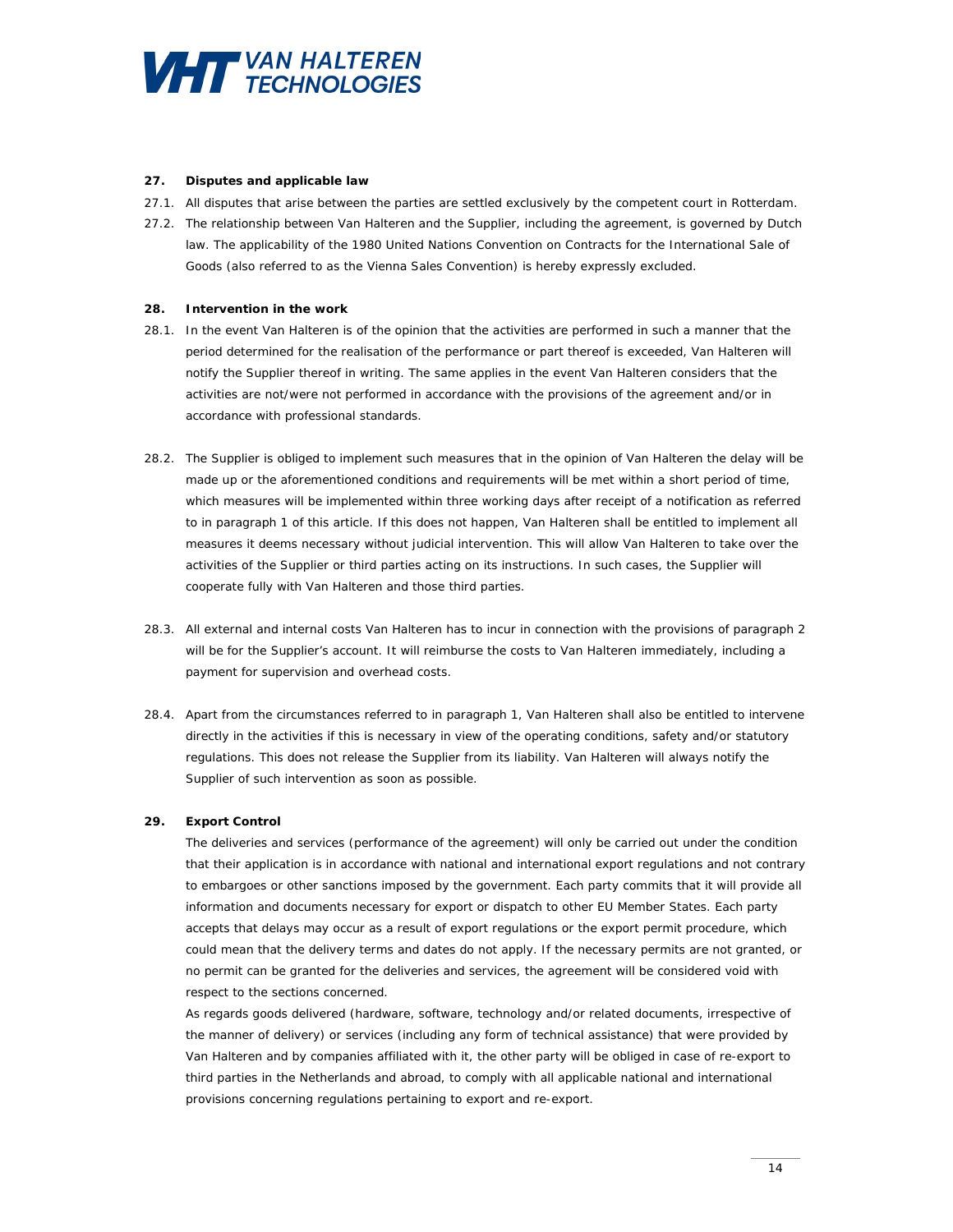## 27. Disputes and applicable law

27.1. All disputes that arise between the parties are settled exclusively by the competent court in Rotterdam.

27.2. The relationship between Van Halteren and the Supplier, including the agreement, is governed by Dutch law. The applicability of the 1980 United Nations Convention on Contracts for the International Sale of Goods (also referred to as the Vienna Sales Convention) is hereby expressly excluded.

## 28. Intervention in the work

28.1. In the event Van Halteren is of the opinion that the activities are performed in such a manner that the period determined for the realisation of the performance or part thereof is exceeded, Van Halteren will notify the Supplier thereof in writing. The same applies in the event Van Halteren considers that the activities are not/were not performed in accordance with the provisions of the agreement and/or in accordance with professional standards.

28.2. The Supplier is obliged to implement such measures that in the opinion of Van Halteren the delay will be made up or the aforementioned conditions and requirements will be met within a short period of time, which measures will be implemented within three working days after receipt of a notification as referred to in paragraph 1 of this article. If this does not happen, Van Halteren shall be entitled to implement all measures it deems necessary without judicial intervention. This will allow Van Halteren to take over the activities of the Supplier or third parties acting on its instructions. In such cases, the Supplier will cooperate fully with Van Halteren and those third parties.

28.3. All external and internal costs Van Halteren has to incur in connection with the provisions of paragraph 2 will be for the Supplier's account. It will reimburse the costs to Van Halteren immediately, including a payment for supervision and overhead costs.

28.4. Apart from the circumstances referred to in paragraph 1, Van Halteren shall also be entitled to intervene directly in the activities if this is necessary in view of the operating conditions, safety and/or statutory regulations. This does not release the Supplier from its liability. Van Halteren will always notify the Supplier of such intervention as soon as possible.

## 29. Export Control

The deliveries and services (performance of the agreement) will only be carried out under the condition that their application is in accordance with national and international export regulations and not contrary to embargoes or other sanctions imposed by the government. Each party commits that it will provide all information and documents necessary for export or dispatch to other EU Member States. Each party accepts that delays may occur as a result of export regulations or the export permit procedure, which could mean that the delivery terms and dates do not apply. If the necessary permits are not granted, or no permit can be granted for the deliveries and services, the agreement will be considered void with respect to the sections concerned.

As regards goods delivered (hardware, software, technology and/or related documents, irrespective of the manner of delivery) or services (including any form of technical assistance) that were provided by Van Halteren and by companies affiliated with it, the other party will be obliged in case of re-export to third parties in the Netherlands and abroad, to comply with all applicable national and international provisions concerning regulations pertaining to export and re-export.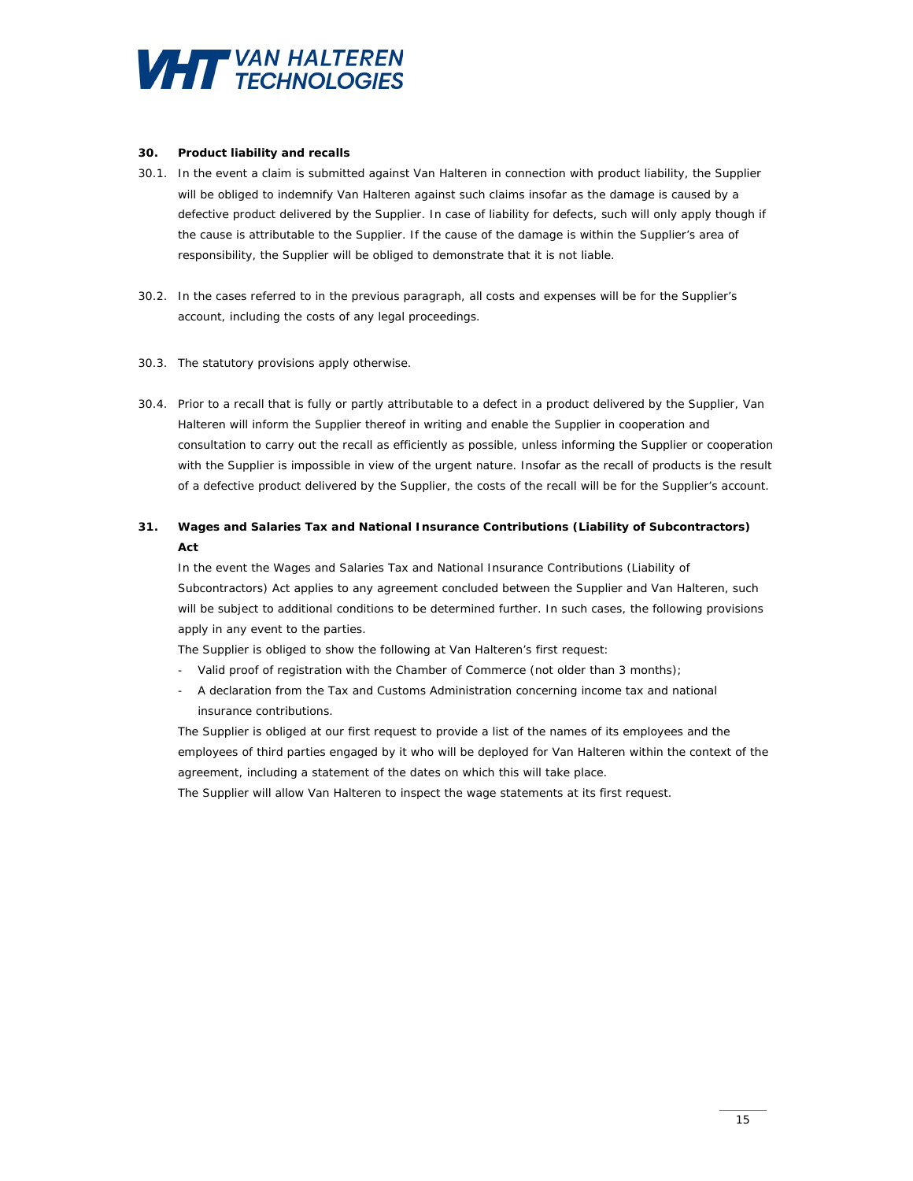### 30. Product liability and recalls

30.1. In the event a claim is submitted against Van Halteren in connection with product liability, the Supplier will be obliged to indemnify Van Halteren against such claims insofar as the damage is caused by a defective product delivered by the Supplier. In case of liability for defects, such will only apply though if the cause is attributable to the Supplier. If the cause of the damage is within the Supplier's area of responsibility, the Supplier will be obliged to demonstrate that it is not liable.

30.2. In the cases referred to in the previous paragraph, all costs and expenses will be for the Supplier's account, including the costs of any legal proceedings.

30.3. The statutory provisions apply otherwise.

30.4. Prior to a recall that is fully or partly attributable to a defect in a product delivered by the Supplier, Van Halteren will inform the Supplier thereof in writing and enable the Supplier in cooperation and consultation to carry out the recall as efficiently as possible, unless informing the Supplier or cooperation with the Supplier is impossible in view of the urgent nature. Insofar as the recall of products is the result of a defective product delivered by the Supplier, the costs of the recall will be for the Supplier's account.

### 31. Wages and Salaries Tax and National Insurance Contributions (Liability of Subcontractors) Act

In the event the Wages and Salaries Tax and National Insurance Contributions (Liability of Subcontractors) Act applies to any agreement concluded between the Supplier and Van Halteren, such will be subject to additional conditions to be determined further. In such cases, the following provisions apply in any event to the parties.

The Supplier is obliged to show the following at Van Halteren's first request:

- Valid proof of registration with the Chamber of Commerce (not older than 3 months);
- A declaration from the Tax and Customs Administration concerning income tax and national insurance contributions.

The Supplier is obliged at our first request to provide a list of the names of its employees and the employees of third parties engaged by it who will be deployed for Van Halteren within the context of the agreement, including a statement of the dates on which this will take place.

The Supplier will allow Van Halteren to inspect the wage statements at its first request.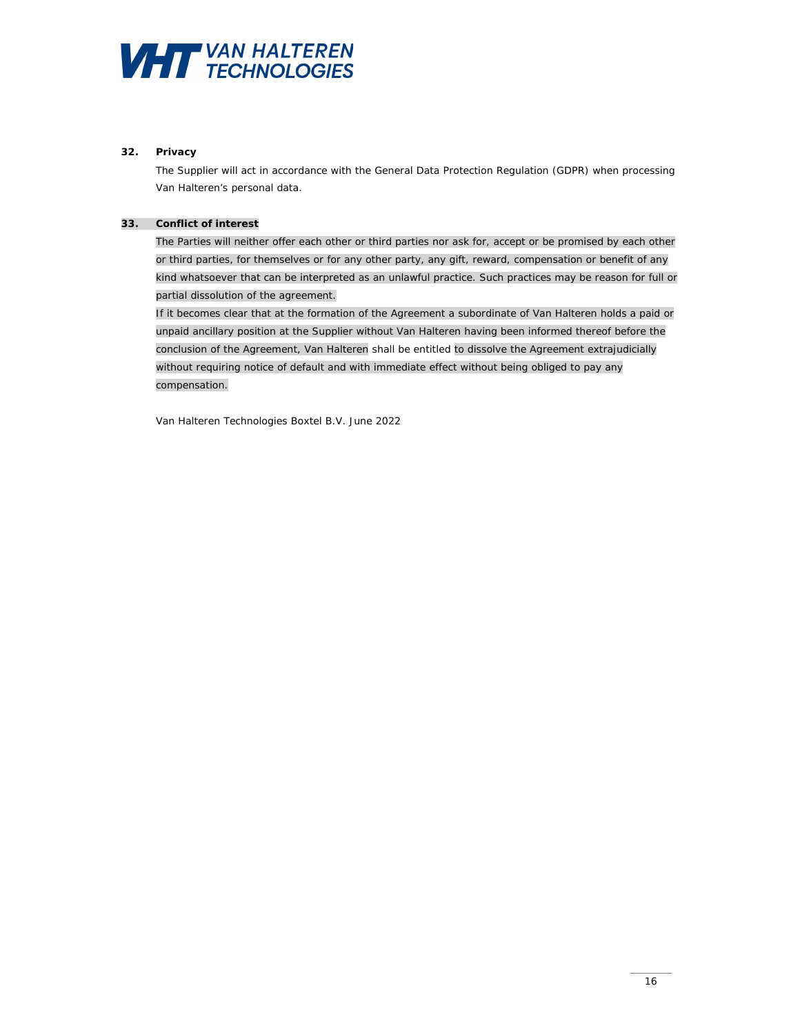**32. Privacy**

The Supplier will act in accordance with the General Data Protection Regulation (GDPR) when processing Van Halteren's personal data.

**33. Conflict of interest**

The Parties will neither offer each other or third parties nor ask for, accept or be promised by each other or third parties, for themselves or for any other party, any gift, reward, compensation or benefit of any kind whatsoever that can be interpreted as an unlawful practice. Such practices may be reason for full or partial dissolution of the agreement.

If it becomes clear that at the formation of the Agreement a subordinate of Van Halteren holds a paid or unpaid ancillary position at the Supplier without Van Halteren having been informed thereof before the conclusion of the Agreement, Van Halteren shall be entitled to dissolve the Agreement extrajudicially without requiring notice of default and with immediate effect without being obliged to pay any compensation.

Van Halteren Technologies Boxtel B.V. June 2022